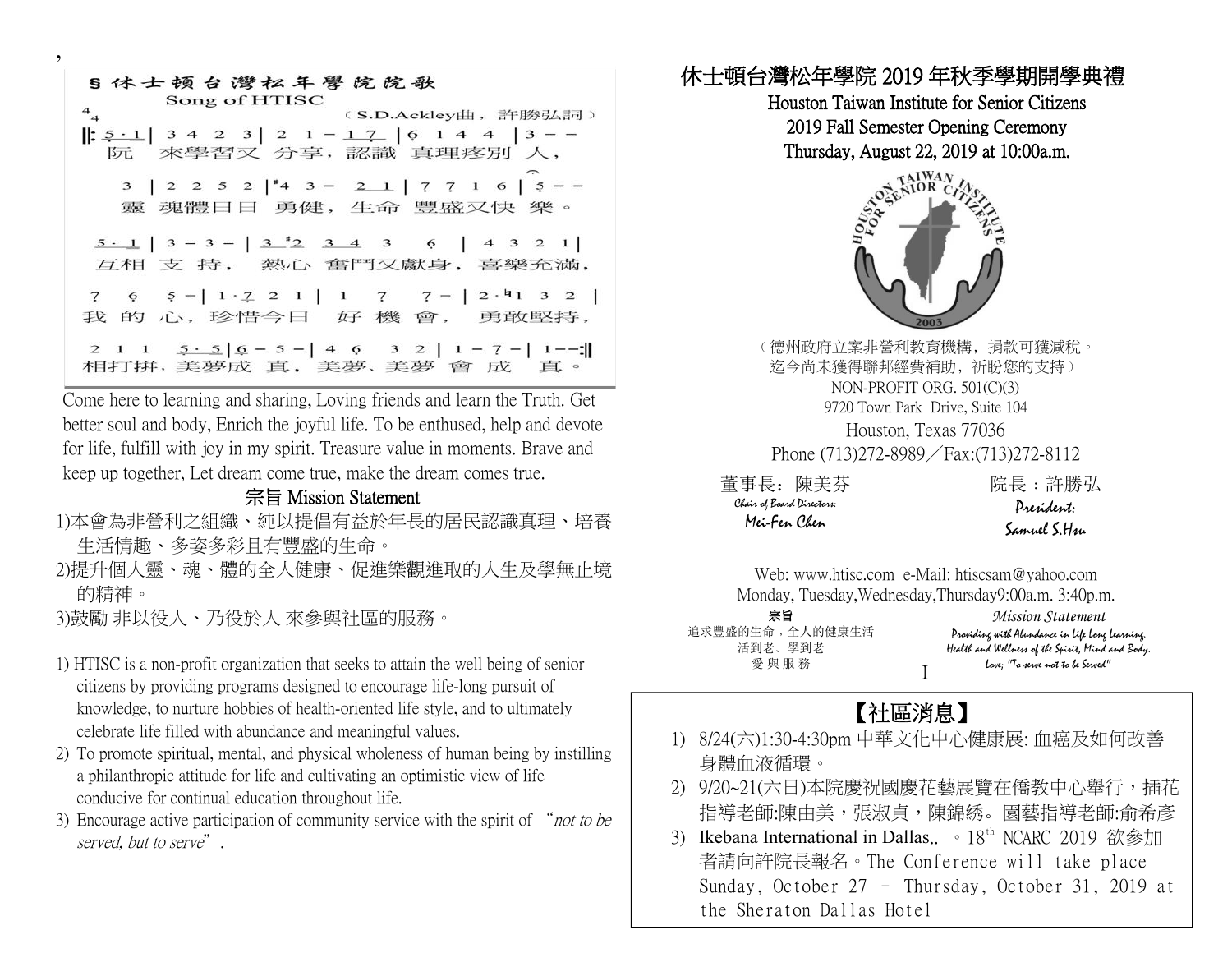## § 休士頓台灣松年學院院歌

Song of HTISC

（S.D.Ackley曲，許勝弘詞）

阮 來學習又 分享，認識 真理疼別 人，

靈 魂體日日 勇健，生命 豐盛又快 樂。

互相 支 持， 熱心 奮鬥又獻身，喜樂充滿，

我 的 心，珍惜今日 好 機 會， 勇敢堅持，

相打拼，美夢成 真，美夢、美夢 會 成 真。

Come here to learning and sharing, Loving friends and learn the Truth. Get better soul and body, Enrich the joyful life. To be enthused, help and devote for life, fulfill with joy in my spirit. Treasure value in moments. Brave and keep up together, Let dream come true, make the dream comes true.

### 宗旨 Mission Statement

1)本會為非營利之組織、純以提倡有益於年長的居民認識真理、培養生活情趣、多姿多彩且有豐盛的生命。

2)提升個人靈、魂、體的全人健康、促進樂觀進取的人生及學無止境的精神。

3)鼓勵 非以役人、乃役於人 來參與社區的服務。

1) HTISC is a non-profit organization that seeks to attain the well being of senior citizens by providing programs designed to encourage life-long pursuit of knowledge, to nurture hobbies of health-oriented life style, and to ultimately celebrate life filled with abundance and meaningful values.
2) To promote spiritual, mental, and physical wholeness of human being by instilling a philanthropic attitude for life and cultivating an optimistic view of life conducive for continual education throughout life.
3) Encourage active participation of community service with the spirit of "*not to be served, but to serve*".

# 休士頓台灣松年學院 2019 年秋季學期開學典禮

Houston Taiwan Institute for Senior Citizens
2019 Fall Semester Opening Ceremony
Thursday, August 22, 2019 at 10:00a.m.

HOUSTON TAIWAN INSTITUTE FOR SENIOR CITIZENS 2003

（德州政府立案非營利教育機構，捐款可獲減稅。
迄今尚未獲得聯邦經費補助，祈盼您的支持）
NON-PROFIT ORG. 501(C)(3)
9720 Town Park Drive, Suite 104
Houston, Texas 77036
Phone (713)272-8989／Fax:(713)272-8112

董事長：陳美芬
*Chair of Board Directors:*
*Mei-Fen Chen*

院長：許勝弘
*President:*
*Samuel S.Hsu*

Web: www.htisc.com e-Mail: htiscsam@yahoo.com
Monday, Tuesday,Wednesday,Thursday9:00a.m. 3:40p.m.

宗旨
追求豐盛的生命，全人的健康生活
活到老、學到老
愛 與 服 務

*Mission Statement*
*Providing with Abundance in Life Long Learning.*
*Health and Wellness of the Spirit, Mind and Body.*
*Love; "To serve not to be Served"*

## 【社區消息】

1) 8/24(六)1:30-4:30pm 中華文化中心健康展: 血癌及如何改善身體血液循環。
2) 9/20~21(六日)本院慶祝國慶花藝展覽在僑教中心舉行，插花指導老師:陳由美，張淑貞，陳錦綉。園藝指導老師:俞希彥
3) **Ikebana International in Dallas..** 。18th NCARC 2019 欲參加者請向許院長報名。The Conference will take place Sunday, October 27 – Thursday, October 31, 2019 at the Sheraton Dallas Hotel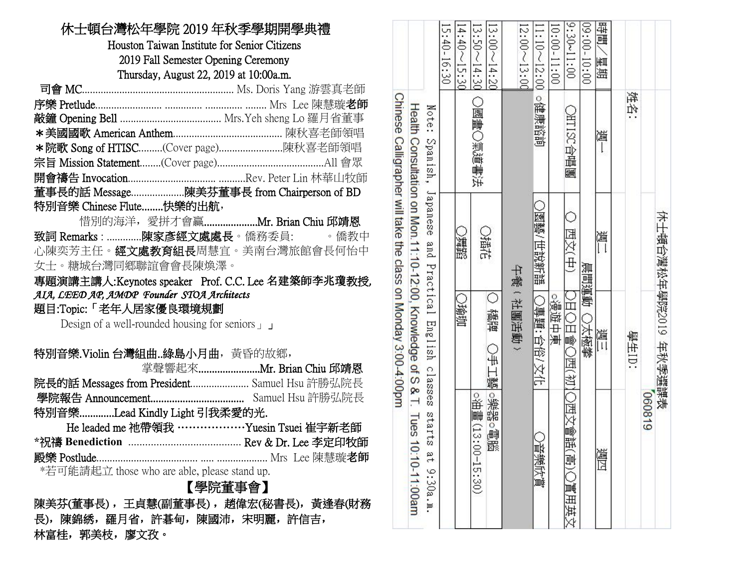# 休士頓台灣松年學院 2019 年秋季學期開學典禮

**Houston Taiwan Institute for Senior Citizens**
**2019 Fall Semester Opening Ceremony**
**Thursday, August 22, 2019 at 10:00a.m.**

司會 MC........................................................ Ms. Doris Yang 游雲真老師

序樂 Prelude........................ ............. ............. ........ Mrs Lee 陳慧璇**老師**

敲鐘 Opening Bell ..................................... Mrs.Yeh sheng Lo 羅月省董事

＊美國國歌 American Anthem......................................... 陳秋喜老師領唱

＊院歌 Song of HTISC.........(Cover page)........................陳秋喜老師領唱

宗旨 Mission Statement........(Cover page)........................................All 會眾

開會禱告 Invocation............................... ..........Rev. Peter Lin 林華山牧師

董事長的話 Message....................陳美芬董事長 from Chairperson of BD

特別音樂 Chinese Flute........快樂的出航，
惜別的海洋，愛拚才會贏....................Mr. Brian Chiu 邱靖恩

致詞 Remarks : .............陳家彥經文處處長。僑務委員: 。僑教中心陳奕芳主任。經文處教育組長周慧宜。美南台灣旅館會長何怡中女士。糖城台灣同鄉聯誼會會長陳煥澤。

專題演講主講人:Keynotes speaker Prof. C.C. Lee 名建築師李兆瓊教授, *AIA, LEED AP, AMDP Founder STOA Architects*

題目:Topic:「老年人居家優良環境規劃
Design of a well-rounded housing for seniors」」

特別音樂.Violin 台灣組曲..綠島小月曲，黃昏的故鄉，
掌聲響起來.......................Mr. Brian Chiu 邱靖恩

院長的話 Messages from President..................... Samuel Hsu 許勝弘院長

學院報告 Announcement.................................. Samuel Hsu 許勝弘院長

特別音樂.............Lead Kindly Light 引我柔愛的光.
He leaded me 祂帶領我 ………………Yuesin Tsuei 崔宇新老師

*祝禱 **Benediction** ......................................... Rev & Dr. Lee 李定印牧師

殿樂 Postlude..................................... ..... ................... Mrs Lee 陳慧璇**老師**

*若可能請起立 those who are able, please stand up.

## 【學院董事會】

陳美芬(董事長)，王貞慧(副董事長)，趙偉宏(秘書長)，黃逢春(財務長)，陳錦綉，羅月省，許碁甸，陳國沛，宋明麗，許信吉，林富桂，郭美枝，廖文孜。

## 休士頓台灣松年學院2019 年秋季選課表

060819

姓名:　　　　學生ID:

| 時間／星期 | 週一 | 週二 | 週三 | 週四 |
| --- | --- | --- | --- | --- |
| 09:00-10:00 | | 晨間運動 ○太極拳 | | |
| 9:30~11:00 | ○HTISC合唱團 | ○ 西文(中) | ○日○日會○西(初) | ○西文會話(高)○實用英文 |
| 10:00-11:00 | | | ○漫遊中東 | |
| 11:10~12:00 | ○健康諮詢 | ○園藝/世說新語 | ○專題:台俗/文化 | ○音樂欣賞 |
| 12:00~13:00 | 午餐（社團活動） | | | |
| 13:00~14:20 | ○國畫○氣道書法 | ○插花 | ○ 橋牌 ○手工藝 | ○樂器○電腦 |
| 13:50~14:30 | | | | ○油畫 (13:00-15:30) |
| 14:40~15:30 | | ○舞蹈 | ○瑜珈 | |
| 15:40-16:30 | | | | |

Note: Spanish, Japanese and Practical English classes starts at 9:30a.m.

Health Consultation on Mon.11:10-12:00, Knowledge of S & T. Tues 10:10-11:00am

Chinese Calligrapher will take the class on Monday 3:00-4:00pm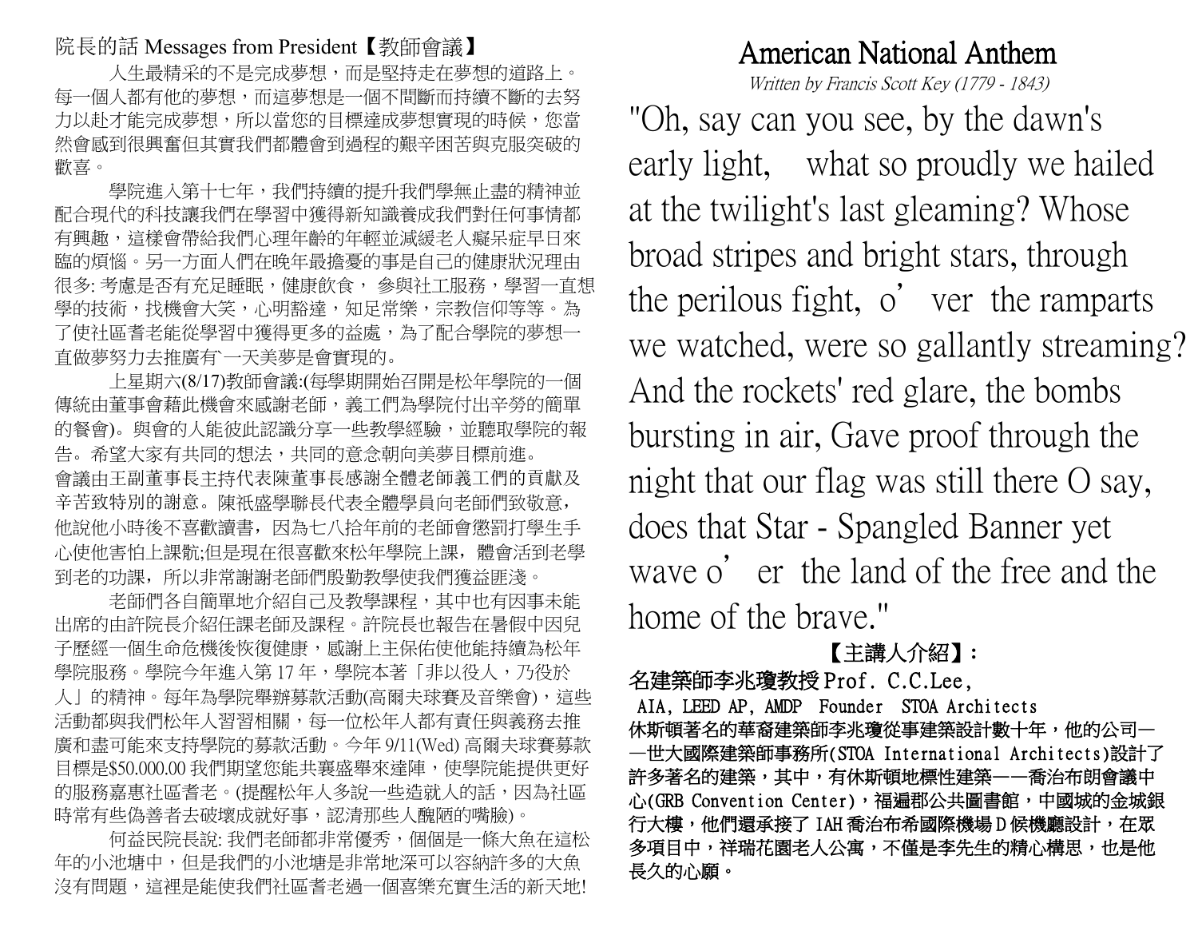院長的話 Messages from President【教師會議】

人生最精采的不是完成夢想，而是堅持走在夢想的道路上。每一個人都有他的夢想，而這夢想是一個不間斷而持續不斷的去努力以赴才能完成夢想，所以當您的目標達成夢想實現的時候，您當然會感到很興奮但其實我們都體會到過程的艱辛困苦與克服突破的歡喜。

學院進入第十七年，我們持續的提升我們學無止盡的精神並配合現代的科技讓我們在學習中獲得新知識養成我們對任何事情都有興趣，這樣會帶給我們心理年齡的年輕並減緩老人癡呆症早日來臨的煩惱。另一方面人們在晚年最擔憂的事是自己的健康狀況理由很多: 考慮是否有充足睡眠，健康飲食， 參與社工服務，學習一直想學的技術，找機會大笑，心明豁達，知足常樂，宗教信仰等等。為了使社區耆老能從學習中獲得更多的益處，為了配合學院的夢想一直做夢努力去推廣有`一天美夢是會實現的。

上星期六(8/17)教師會議:(每學期開始召開是松年學院的一個傳統由董事會藉此機會來感謝老師，義工們為學院付出辛勞的簡單的餐會)。與會的人能彼此認識分享一些教學經驗，並聽取學院的報告。希望大家有共同的想法，共同的意念朝向美夢目標前進。
會議由王副董事長主持代表陳董事長感謝全體老師義工們的貢獻及辛苦致特別的謝意。陳祇盛學聯長代表全體學員向老師們致敬意，他說他小時後不喜歡讀書，因為七八拾年前的老師會懲罰打學生手心使他害怕上課詤;但是現在很喜歡來松年學院上課，體會活到老學到老的功課，所以非常謝謝老師們殷勤教學使我們獲益匪淺。

老師們各自簡單地介紹自己及教學課程，其中也有因事未能出席的由許院長介紹任課老師及課程。許院長也報告在暑假中因兒子歷經一個生命危機後恢復健康，感謝上主保佑使他能持續為松年學院服務。學院今年進入第 17 年，學院本著「非以役人，乃役於人」的精神。每年為學院舉辦募款活動(高爾夫球賽及音樂會)，這些活動都與我們松年人習習相關，每一位松年人都有責任與義務去推廣和盡可能來支持學院的募款活動。今年 9/11(Wed) 高爾夫球賽募款目標是$50.000.00 我們期望您能共襄盛舉來達陣，使學院能提供更好的服務嘉惠社區耆老。(提醒松年人多說一些造就人的話，因為社區時常有些偽善者去破壞成就好事，認清那些人醜陋的嘴臉)。

何益民院長說: 我們老師都非常優秀，個個是一條大魚在這松年的小池塘中，但是我們的小池塘是非常地深可以容納許多的大魚沒有問題，這裡是能使我們社區耆老過一個喜樂充實生活的新天地!

# American National Anthem

*Written by Francis Scott Key (1779 - 1843)*

"Oh, say can you see, by the dawn's early light, what so proudly we hailed at the twilight's last gleaming? Whose broad stripes and bright stars, through the perilous fight, o’ ver the ramparts we watched, were so gallantly streaming? And the rockets' red glare, the bombs bursting in air, Gave proof through the night that our flag was still there O say, does that Star - Spangled Banner yet wave o’ er the land of the free and the home of the brave."

**【主講人介紹】:**

**名建築師李兆瓊教授 Prof. C.C.Lee,**

**AIA, LEED AP, AMDP Founder STOA Architects**

**休斯頓著名的華裔建築師李兆瓊從事建築設計數十年，他的公司——世大國際建築師事務所(STOA International Architects)設計了許多著名的建築，其中，有休斯頓地標性建築——喬治布朗會議中心(GRB Convention Center)，福遍郡公共圖書館，中國城的金城銀行大樓，他們還承接了 IAH 喬治布希國際機場 D 候機廳設計，在眾多項目中，祥瑞花園老人公寓，不僅是李先生的精心構思，也是他長久的心願。**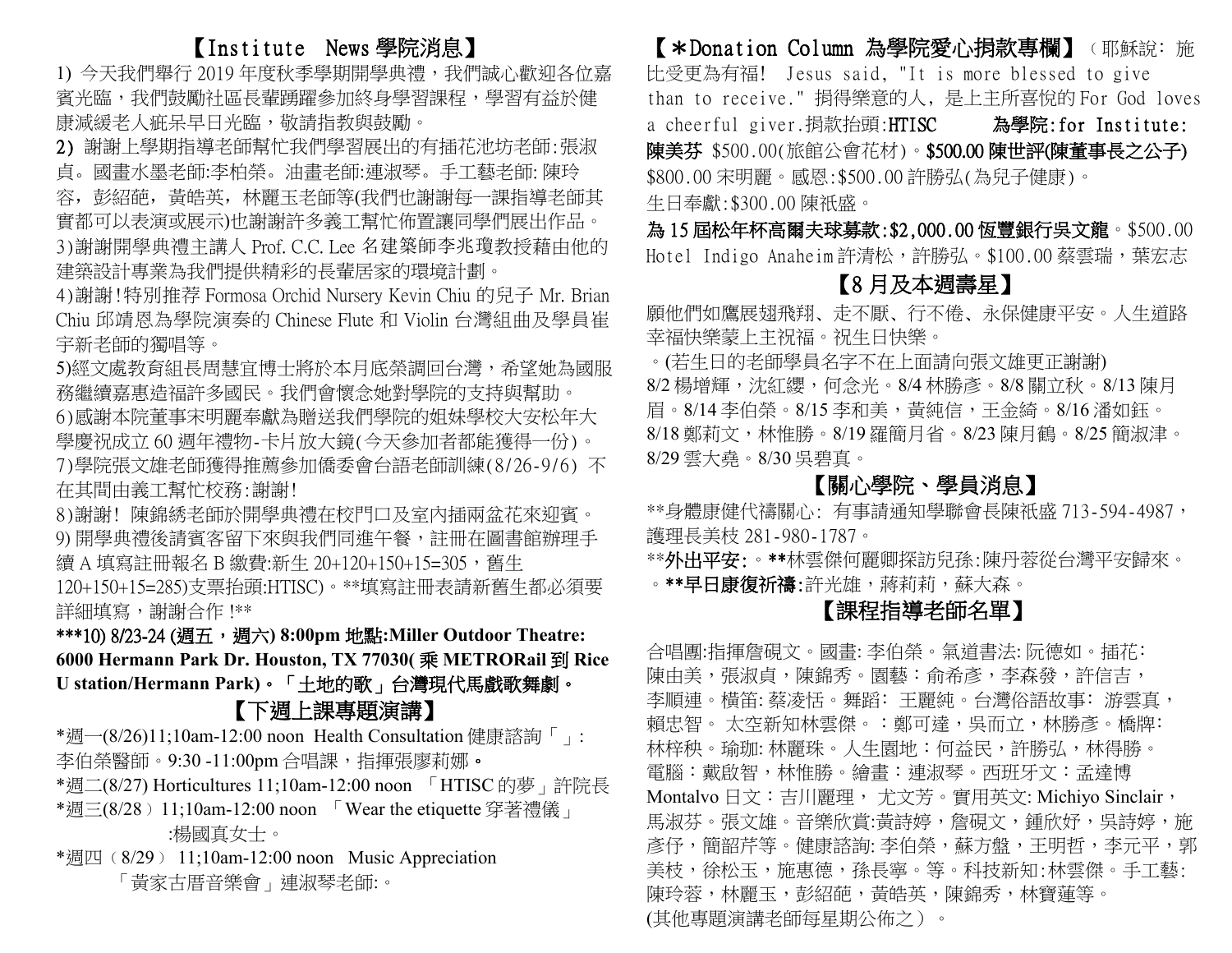## 【Institute News 學院消息】

1) 今天我們舉行 2019 年度秋季學期開學典禮，我們誠心歡迎各位嘉賓光臨，我們鼓勵社區長輩踴躍參加終身學習課程，學習有益於健康減緩老人痴呆早日光臨，敬請指教與鼓勵。

2) 謝謝上學期指導老師幫忙我們學習展出的有插花池坊老師:張淑貞。國畫水墨老師:李柏榮。油畫老師:連淑琴。手工藝老師: 陳玲容，彭紹葩，黃皓英，林麗玉老師等(我們也謝謝每一課指導老師其實都可以表演或展示)也謝謝許多義工幫忙佈置讓同學們展出作品。

3)謝謝開學典禮主講人 Prof. C.C. Lee 名建築師李兆瓊教授藉由他的建築設計專業為我們提供精彩的長輩居家的環境計劃。

4)謝謝!特別推荐 Formosa Orchid Nursery Kevin Chiu 的兒子 Mr. Brian Chiu 邱靖恩為學院演奏的 Chinese Flute 和 Violin 台灣組曲及學員崔宇新老師的獨唱等。

5)經文處教育組長周慧宜博士將於本月底榮調回台灣，希望她為國服務繼續嘉惠造福許多國民。我們會懷念她對學院的支持與幫助。

6)感謝本院董事宋明麗奉獻為贈送我們學院的姐妹學校大安松年大學慶祝成立 60 週年禮物-卡片放大鏡(今天參加者都能獲得一份)。

7)學院張文雄老師獲得推薦參加僑委會台語老師訓練(8/26-9/6) 不在其間由義工幫忙校務:謝謝!

8)謝謝! 陳錦綉老師於開學典禮在校門口及室內插兩盆花來迎賓。

9) 開學典禮後請賓客留下來與我們同進午餐，註冊在圖書館辦理手續 A 填寫註冊報名 B 繳費:新生 20+120+150+15=305，舊生 120+150+15=285)支票抬頭:HTISC)。**填寫註冊表請新舊生都必須要詳細填寫，謝謝合作 !**

**\*\*\*10) 8/23-24 (週五，週六) 8:00pm 地點:Miller Outdoor Theatre: 6000 Hermann Park Dr. Houston, TX 77030( 乘 METRORail 到 Rice U station/Hermann Park)。「土地的歌」台灣現代馬戲歌舞劇。**

## 【下週上課專題演講】

*週一(8/26)11;10am-12:00 noon Health Consultation 健康諮詢「 」: 李伯榮醫師。9:30 -11:00pm 合唱課，指揮張廖莉娜。

*週二(8/27) Horticultures 11;10am-12:00 noon 「HTISC 的夢」許院長

*週三(8/28）11;10am-12:00 noon 「Wear the etiquette 穿著禮儀」:楊國真女士。

*週四（8/29） 11;10am-12:00 noon Music Appreciation「黃家古厝音樂會」連淑琴老師:。

## 【*Donation Column 為學院愛心捐款專欄】

（耶穌說: 施比受更為有福! Jesus said, "It is more blessed to give than to receive." 捐得樂意的人，是上主所喜悅的 For God loves a cheerful giver.捐款抬頭:**HTISC** **為學院:for Institute:**

**陳美芬** $500.00(旅館公會花材)。**$500.00 陳世評(陳董事長之公子)** $800.00 宋明麗。感恩:$500.00 許勝弘(為兒子健康)。

生日奉獻:$300.00 陳祇盛。

**為 15 屆松年杯高爾夫球募款:$2,000.00 恆豐銀行吳文龍**。$500.00 Hotel Indigo Anaheim 許清松，許勝弘。$100.00 蔡雲瑞，葉宏志

## 【8 月及本週壽星】

願他們如鷹展翅飛翔、走不厭、行不倦、永保健康平安。人生道路幸福快樂蒙上主祝福。祝生日快樂。

。(若生日的老師學員名字不在上面請向張文雄更正謝謝)

8/2 楊增輝，沈紅纓，何念光。8/4 林勝彥。8/8 關立秋。8/13 陳月眉。8/14 李伯榮。8/15 李和美，黃純信，王金綺。8/16 潘如鈺。8/18 鄭莉文，林惟勝。8/19 羅簡月省。8/23 陳月鶴。8/25 簡淑津。8/29 雲大堯。8/30 吳碧真。

## 【關心學院、學員消息】

**身體康健代禱關心: 有事請通知學聯會長陳祇盛 713-594-4987，護理長美枝 281-980-1787。

****外出平安:** 。**林雲傑何麗卿探訪兒孫:陳丹蓉從台灣平安歸來。

。****早日康復祈禱:**許光雄，蔣莉莉，蘇大森。

## 【課程指導老師名單】

合唱團:指揮詹硯文。國畫: 李伯榮。氣道書法: 阮德如。插花: 陳由美，張淑貞，陳錦秀。園藝：俞希彥，李森發，許信吉，李順連。橫笛: 蔡凌恬。舞蹈: 王麗純。台灣俗語故事: 游雲真，賴忠智。 太空新知林雲傑。：鄭可達，吳而立，林勝彥。橋牌: 林梓秧。瑜珈: 林麗珠。人生園地：何益民，許勝弘，林得勝。電腦：戴啟智，林惟勝。繪畫：連淑琴。西班牙文：孟達博 Montalvo 日文：吉川麗理， 尤文芳。實用英文: Michiyo Sinclair，馬淑芬。張文雄。音樂欣賞:黃詩婷，詹硯文，鍾欣妤，吳詩婷，施彥伃，簡韶芹等。健康諮詢: 李伯榮，蘇方盤，王明哲，李元平，郭美枝，徐松玉，施惠德，孫長寧。等。科技新知:林雲傑。手工藝: 陳玲蓉，林麗玉，彭紹葩，黃皓英，陳錦秀，林寶蓮等。

(其他專題演講老師每星期公佈之）。